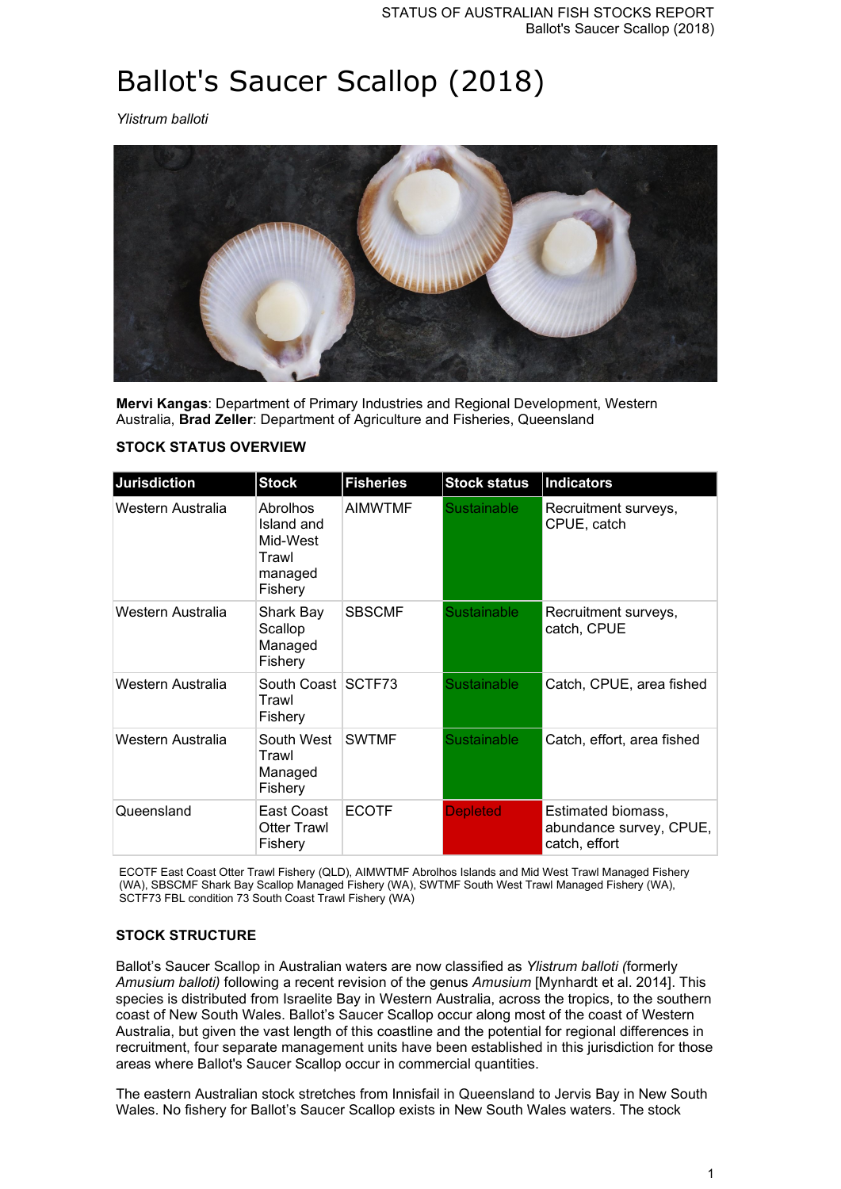# Ballot's Saucer Scallop (2018)

*Ylistrum balloti*

**Mervi Kangas**: Department of Primary Industries and Regional Development, Western Australia, **Brad Zeller**: Department of Agriculture and Fisheries, Queensland

## STOCK STATUS OVERVIEW

| Jurisdiction | Stock | Fisheries | Stock status | Indicators |
|---|---|---|---|---|
| Western Australia | Abrolhos Island and Mid-West Trawl managed Fishery | AIMWTMF | Sustainable | Recruitment surveys, CPUE, catch |
| Western Australia | Shark Bay Scallop Managed Fishery | SBSCMF | Sustainable | Recruitment surveys, catch, CPUE |
| Western Australia | South Coast Trawl Fishery | SCTF73 | Sustainable | Catch, CPUE, area fished |
| Western Australia | South West Trawl Managed Fishery | SWTMF | Sustainable | Catch, effort, area fished |
| Queensland | East Coast Otter Trawl Fishery | ECOTF | Depleted | Estimated biomass, abundance survey, CPUE, catch, effort |

ECOTF East Coast Otter Trawl Fishery (QLD), AIMWTMF Abrolhos Islands and Mid West Trawl Managed Fishery (WA), SBSCMF Shark Bay Scallop Managed Fishery (WA), SWTMF South West Trawl Managed Fishery (WA), SCTF73 FBL condition 73 South Coast Trawl Fishery (WA)

## STOCK STRUCTURE

Ballot's Saucer Scallop in Australian waters are now classified as *Ylistrum balloti (*formerly *Amusium balloti)* following a recent revision of the genus *Amusium* [Mynhardt et al. 2014]. This species is distributed from Israelite Bay in Western Australia, across the tropics, to the southern coast of New South Wales. Ballot's Saucer Scallop occur along most of the coast of Western Australia, but given the vast length of this coastline and the potential for regional differences in recruitment, four separate management units have been established in this jurisdiction for those areas where Ballot's Saucer Scallop occur in commercial quantities.

The eastern Australian stock stretches from Innisfail in Queensland to Jervis Bay in New South Wales. No fishery for Ballot's Saucer Scallop exists in New South Wales waters. The stock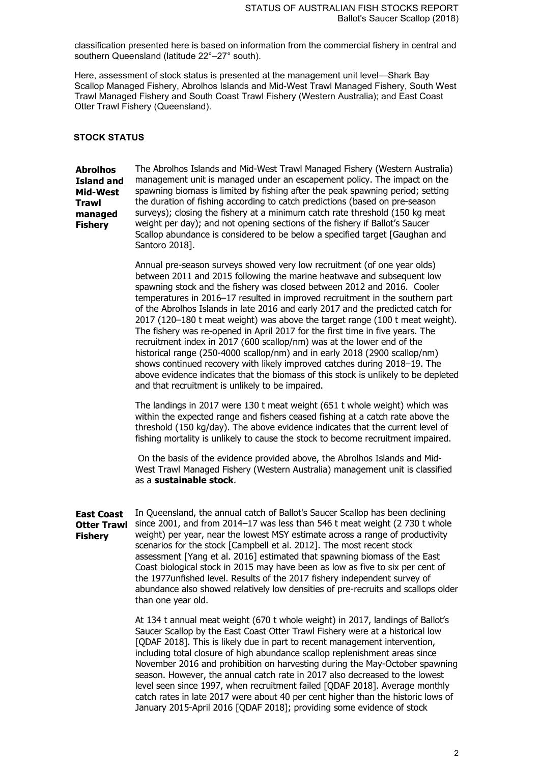classification presented here is based on information from the commercial fishery in central and southern Queensland (latitude 22°–27° south).

Here, assessment of stock status is presented at the management unit level—Shark Bay Scallop Managed Fishery, Abrolhos Islands and Mid-West Trawl Managed Fishery, South West Trawl Managed Fishery and South Coast Trawl Fishery (Western Australia); and East Coast Otter Trawl Fishery (Queensland).

## STOCK STATUS

**Abrolhos Island and Mid-West Trawl managed Fishery**

The Abrolhos Islands and Mid-West Trawl Managed Fishery (Western Australia) management unit is managed under an escapement policy. The impact on the spawning biomass is limited by fishing after the peak spawning period; setting the duration of fishing according to catch predictions (based on pre-season surveys); closing the fishery at a minimum catch rate threshold (150 kg meat weight per day); and not opening sections of the fishery if Ballot's Saucer Scallop abundance is considered to be below a specified target [Gaughan and Santoro 2018].

Annual pre-season surveys showed very low recruitment (of one year olds) between 2011 and 2015 following the marine heatwave and subsequent low spawning stock and the fishery was closed between 2012 and 2016. Cooler temperatures in 2016–17 resulted in improved recruitment in the southern part of the Abrolhos Islands in late 2016 and early 2017 and the predicted catch for 2017 (120–180 t meat weight) was above the target range (100 t meat weight). The fishery was re-opened in April 2017 for the first time in five years. The recruitment index in 2017 (600 scallop/nm) was at the lower end of the historical range (250-4000 scallop/nm) and in early 2018 (2900 scallop/nm) shows continued recovery with likely improved catches during 2018–19. The above evidence indicates that the biomass of this stock is unlikely to be depleted and that recruitment is unlikely to be impaired.

The landings in 2017 were 130 t meat weight (651 t whole weight) which was within the expected range and fishers ceased fishing at a catch rate above the threshold (150 kg/day). The above evidence indicates that the current level of fishing mortality is unlikely to cause the stock to become recruitment impaired.

On the basis of the evidence provided above, the Abrolhos Islands and Mid-West Trawl Managed Fishery (Western Australia) management unit is classified as a **sustainable stock**.

**East Coast Otter Trawl Fishery**

In Queensland, the annual catch of Ballot's Saucer Scallop has been declining since 2001, and from 2014–17 was less than 546 t meat weight (2 730 t whole weight) per year, near the lowest MSY estimate across a range of productivity scenarios for the stock [Campbell et al. 2012]. The most recent stock assessment [Yang et al. 2016] estimated that spawning biomass of the East Coast biological stock in 2015 may have been as low as five to six per cent of the 1977unfished level. Results of the 2017 fishery independent survey of abundance also showed relatively low densities of pre-recruits and scallops older than one year old.

At 134 t annual meat weight (670 t whole weight) in 2017, landings of Ballot's Saucer Scallop by the East Coast Otter Trawl Fishery were at a historical low [QDAF 2018]. This is likely due in part to recent management intervention, including total closure of high abundance scallop replenishment areas since November 2016 and prohibition on harvesting during the May-October spawning season. However, the annual catch rate in 2017 also decreased to the lowest level seen since 1997, when recruitment failed [QDAF 2018]. Average monthly catch rates in late 2017 were about 40 per cent higher than the historic lows of January 2015-April 2016 [QDAF 2018]; providing some evidence of stock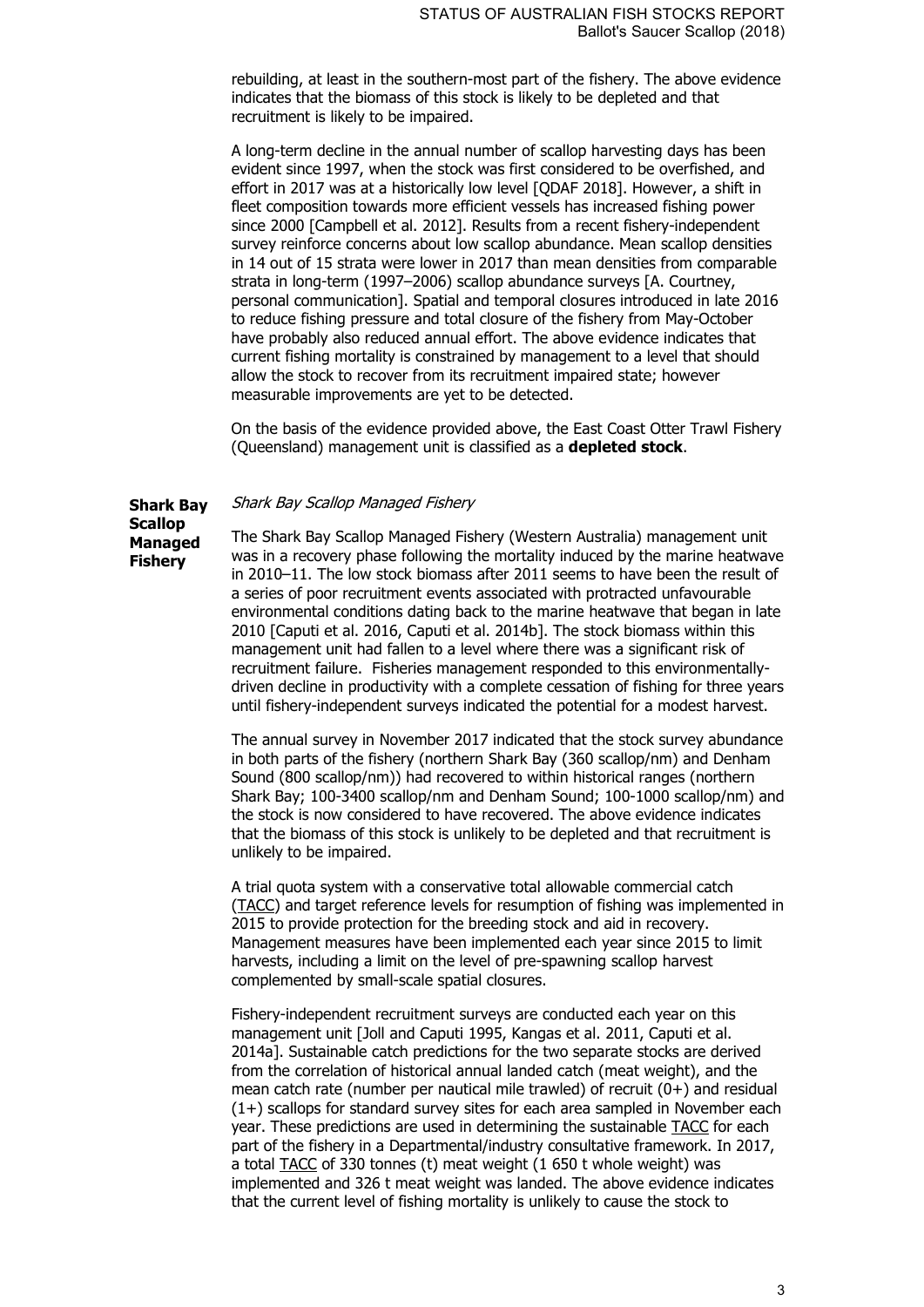rebuilding, at least in the southern-most part of the fishery. The above evidence indicates that the biomass of this stock is likely to be depleted and that recruitment is likely to be impaired.

A long-term decline in the annual number of scallop harvesting days has been evident since 1997, when the stock was first considered to be overfished, and effort in 2017 was at a historically low level [QDAF 2018]. However, a shift in fleet composition towards more efficient vessels has increased fishing power since 2000 [Campbell et al. 2012]. Results from a recent fishery-independent survey reinforce concerns about low scallop abundance. Mean scallop densities in 14 out of 15 strata were lower in 2017 than mean densities from comparable strata in long-term (1997–2006) scallop abundance surveys [A. Courtney, personal communication]. Spatial and temporal closures introduced in late 2016 to reduce fishing pressure and total closure of the fishery from May-October have probably also reduced annual effort. The above evidence indicates that current fishing mortality is constrained by management to a level that should allow the stock to recover from its recruitment impaired state; however measurable improvements are yet to be detected.

On the basis of the evidence provided above, the East Coast Otter Trawl Fishery (Queensland) management unit is classified as a **depleted stock**.

**Shark Bay Scallop Managed Fishery**

*Shark Bay Scallop Managed Fishery*

The Shark Bay Scallop Managed Fishery (Western Australia) management unit was in a recovery phase following the mortality induced by the marine heatwave in 2010–11. The low stock biomass after 2011 seems to have been the result of a series of poor recruitment events associated with protracted unfavourable environmental conditions dating back to the marine heatwave that began in late 2010 [Caputi et al. 2016, Caputi et al. 2014b]. The stock biomass within this management unit had fallen to a level where there was a significant risk of recruitment failure. Fisheries management responded to this environmentally-driven decline in productivity with a complete cessation of fishing for three years until fishery-independent surveys indicated the potential for a modest harvest.

The annual survey in November 2017 indicated that the stock survey abundance in both parts of the fishery (northern Shark Bay (360 scallop/nm) and Denham Sound (800 scallop/nm)) had recovered to within historical ranges (northern Shark Bay; 100-3400 scallop/nm and Denham Sound; 100-1000 scallop/nm) and the stock is now considered to have recovered. The above evidence indicates that the biomass of this stock is unlikely to be depleted and that recruitment is unlikely to be impaired.

A trial quota system with a conservative total allowable commercial catch (TACC) and target reference levels for resumption of fishing was implemented in 2015 to provide protection for the breeding stock and aid in recovery. Management measures have been implemented each year since 2015 to limit harvests, including a limit on the level of pre-spawning scallop harvest complemented by small-scale spatial closures.

Fishery-independent recruitment surveys are conducted each year on this management unit [Joll and Caputi 1995, Kangas et al. 2011, Caputi et al. 2014a]. Sustainable catch predictions for the two separate stocks are derived from the correlation of historical annual landed catch (meat weight), and the mean catch rate (number per nautical mile trawled) of recruit (0+) and residual (1+) scallops for standard survey sites for each area sampled in November each year. These predictions are used in determining the sustainable TACC for each part of the fishery in a Departmental/industry consultative framework. In 2017, a total TACC of 330 tonnes (t) meat weight (1 650 t whole weight) was implemented and 326 t meat weight was landed. The above evidence indicates that the current level of fishing mortality is unlikely to cause the stock to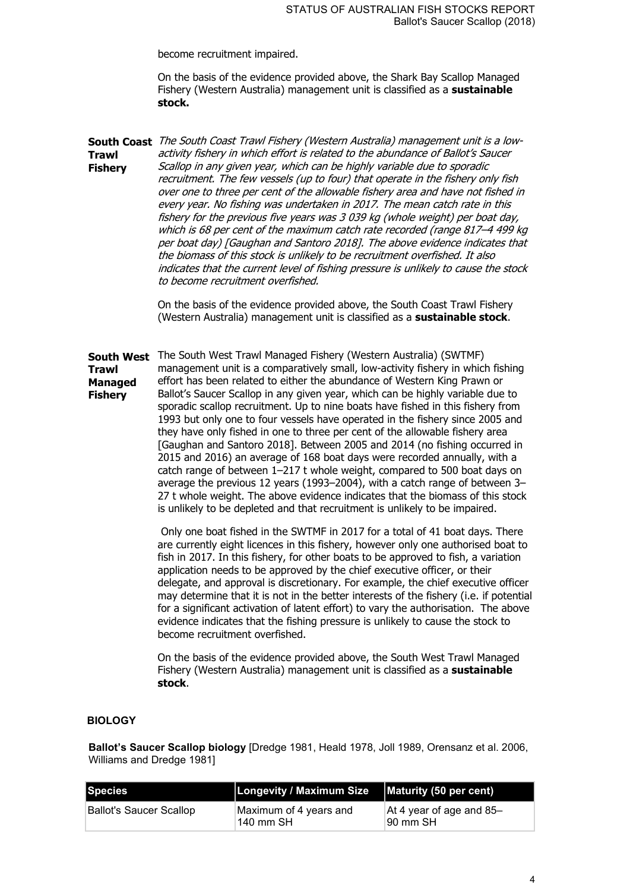become recruitment impaired.

On the basis of the evidence provided above, the Shark Bay Scallop Managed Fishery (Western Australia) management unit is classified as a **sustainable stock.**

**South Coast Trawl Fishery**

*The South Coast Trawl Fishery (Western Australia) management unit is a low-activity fishery in which effort is related to the abundance of Ballot's Saucer Scallop in any given year, which can be highly variable due to sporadic recruitment. The few vessels (up to four) that operate in the fishery only fish over one to three per cent of the allowable fishery area and have not fished in every year. No fishing was undertaken in 2017. The mean catch rate in this fishery for the previous five years was 3 039 kg (whole weight) per boat day, which is 68 per cent of the maximum catch rate recorded (range 817–4 499 kg per boat day) [Gaughan and Santoro 2018]. The above evidence indicates that the biomass of this stock is unlikely to be recruitment overfished. It also indicates that the current level of fishing pressure is unlikely to cause the stock to become recruitment overfished.*

On the basis of the evidence provided above, the South Coast Trawl Fishery (Western Australia) management unit is classified as a **sustainable stock**.

**South West Trawl Managed Fishery**

The South West Trawl Managed Fishery (Western Australia) (SWTMF) management unit is a comparatively small, low-activity fishery in which fishing effort has been related to either the abundance of Western King Prawn or Ballot's Saucer Scallop in any given year, which can be highly variable due to sporadic scallop recruitment. Up to nine boats have fished in this fishery from 1993 but only one to four vessels have operated in the fishery since 2005 and they have only fished in one to three per cent of the allowable fishery area [Gaughan and Santoro 2018]. Between 2005 and 2014 (no fishing occurred in 2015 and 2016) an average of 168 boat days were recorded annually, with a catch range of between 1–217 t whole weight, compared to 500 boat days on average the previous 12 years (1993–2004), with a catch range of between 3–27 t whole weight. The above evidence indicates that the biomass of this stock is unlikely to be depleted and that recruitment is unlikely to be impaired.

Only one boat fished in the SWTMF in 2017 for a total of 41 boat days. There are currently eight licences in this fishery, however only one authorised boat to fish in 2017. In this fishery, for other boats to be approved to fish, a variation application needs to be approved by the chief executive officer, or their delegate, and approval is discretionary. For example, the chief executive officer may determine that it is not in the better interests of the fishery (i.e. if potential for a significant activation of latent effort) to vary the authorisation. The above evidence indicates that the fishing pressure is unlikely to cause the stock to become recruitment overfished.

On the basis of the evidence provided above, the South West Trawl Managed Fishery (Western Australia) management unit is classified as a **sustainable stock**.

## BIOLOGY

**Ballot's Saucer Scallop biology** [Dredge 1981, Heald 1978, Joll 1989, Orensanz et al. 2006, Williams and Dredge 1981]

| Species | Longevity / Maximum Size | Maturity (50 per cent) |
| --- | --- | --- |
| Ballot's Saucer Scallop | Maximum of 4 years and 140 mm SH | At 4 year of age and 85–90 mm SH |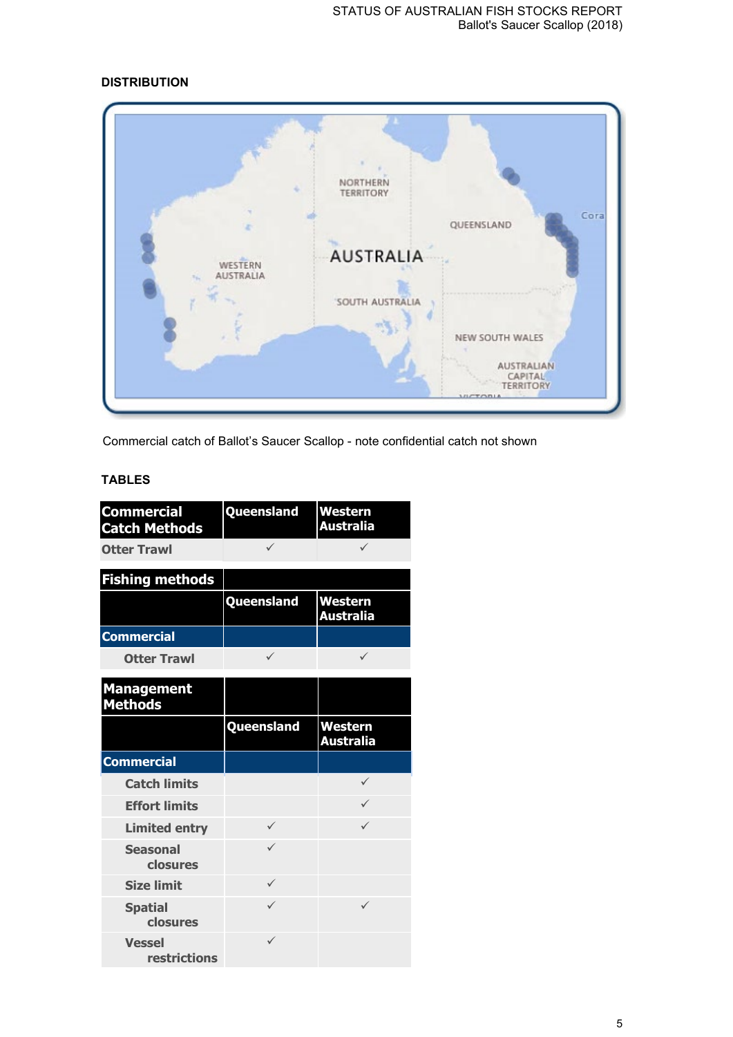## DISTRIBUTION

Commercial catch of Ballot's Saucer Scallop - note confidential catch not shown

## TABLES

| Commercial Catch Methods | Queensland | Western Australia |
|---|---|---|
| Otter Trawl | ✓ | ✓ |

| Fishing methods | | |
|---|---|---|
| | Queensland | Western Australia |
| Commercial | | |
| Otter Trawl | ✓ | ✓ |

| Management Methods | | |
|---|---|---|
| | Queensland | Western Australia |
| Commercial | | |
| Catch limits | | ✓ |
| Effort limits | | ✓ |
| Limited entry | ✓ | ✓ |
| Seasonal closures | ✓ | |
| Size limit | ✓ | |
| Spatial closures | ✓ | ✓ |
| Vessel restrictions | ✓ | |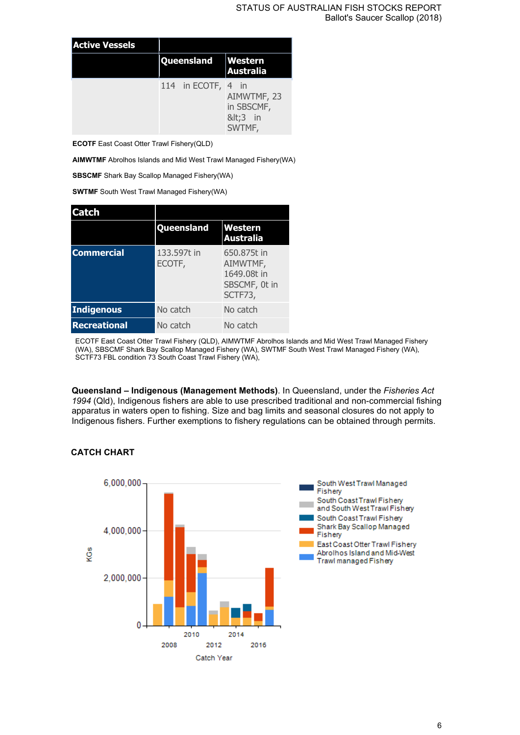| Active Vessels | | |
|---|---|---|
| | Queensland | Western Australia |
| | 114 in ECOTF, | 4 in AIMWTMF, 23 in SBSCMF, &lt;3 in SWTMF, |

**ECOTF** East Coast Otter Trawl Fishery(QLD)

**AIMWTMF** Abrolhos Islands and Mid West Trawl Managed Fishery(WA)

**SBSCMF** Shark Bay Scallop Managed Fishery(WA)

**SWTMF** South West Trawl Managed Fishery(WA)

| Catch | | |
|---|---|---|
| | Queensland | Western Australia |
| Commercial | 133.597t in ECOTF, | 650.875t in AIMWTMF, 1649.08t in SBSCMF, 0t in SCTF73, |
| Indigenous | No catch | No catch |
| Recreational | No catch | No catch |

ECOTF East Coast Otter Trawl Fishery (QLD), AIMWTMF Abrolhos Islands and Mid West Trawl Managed Fishery (WA), SBSCMF Shark Bay Scallop Managed Fishery (WA), SWTMF South West Trawl Managed Fishery (WA), SCTF73 FBL condition 73 South Coast Trawl Fishery (WA),

**Queensland – Indigenous (Management Methods)**. In Queensland, under the *Fisheries Act 1994* (Qld), Indigenous fishers are able to use prescribed traditional and non-commercial fishing apparatus in waters open to fishing. Size and bag limits and seasonal closures do not apply to Indigenous fishers. Further exemptions to fishery regulations can be obtained through permits.

## CATCH CHART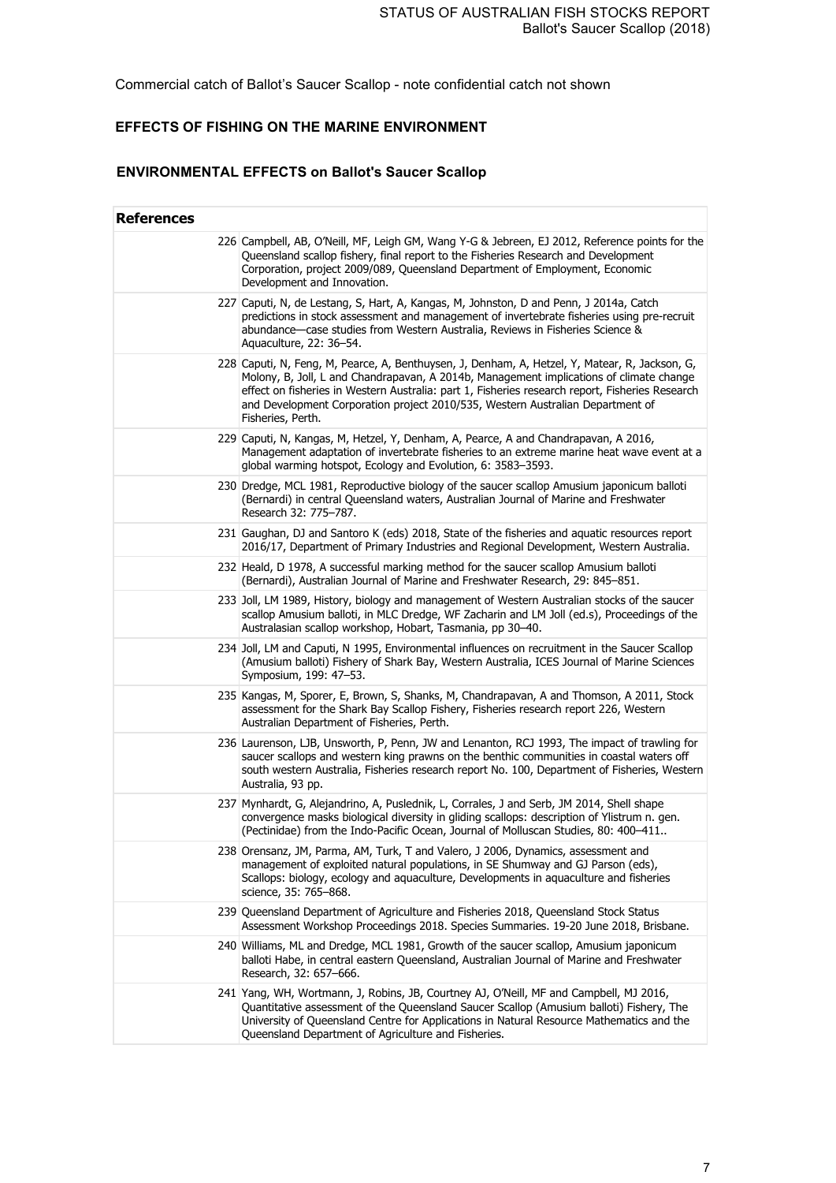Commercial catch of Ballot's Saucer Scallop - note confidential catch not shown

### EFFECTS OF FISHING ON THE MARINE ENVIRONMENT

### ENVIRONMENTAL EFFECTS on Ballot's Saucer Scallop

| **References** | |
|---|---|
| 226 | Campbell, AB, O'Neill, MF, Leigh GM, Wang Y-G & Jebreen, EJ 2012, Reference points for the Queensland scallop fishery, final report to the Fisheries Research and Development Corporation, project 2009/089, Queensland Department of Employment, Economic Development and Innovation. |
| 227 | Caputi, N, de Lestang, S, Hart, A, Kangas, M, Johnston, D and Penn, J 2014a, Catch predictions in stock assessment and management of invertebrate fisheries using pre-recruit abundance—case studies from Western Australia, Reviews in Fisheries Science & Aquaculture, 22: 36–54. |
| 228 | Caputi, N, Feng, M, Pearce, A, Benthuysen, J, Denham, A, Hetzel, Y, Matear, R, Jackson, G, Molony, B, Joll, L and Chandrapavan, A 2014b, Management implications of climate change effect on fisheries in Western Australia: part 1, Fisheries research report, Fisheries Research and Development Corporation project 2010/535, Western Australian Department of Fisheries, Perth. |
| 229 | Caputi, N, Kangas, M, Hetzel, Y, Denham, A, Pearce, A and Chandrapavan, A 2016, Management adaptation of invertebrate fisheries to an extreme marine heat wave event at a global warming hotspot, Ecology and Evolution, 6: 3583–3593. |
| 230 | Dredge, MCL 1981, Reproductive biology of the saucer scallop Amusium japonicum balloti (Bernardi) in central Queensland waters, Australian Journal of Marine and Freshwater Research 32: 775–787. |
| 231 | Gaughan, DJ and Santoro K (eds) 2018, State of the fisheries and aquatic resources report 2016/17, Department of Primary Industries and Regional Development, Western Australia. |
| 232 | Heald, D 1978, A successful marking method for the saucer scallop Amusium balloti (Bernardi), Australian Journal of Marine and Freshwater Research, 29: 845–851. |
| 233 | Joll, LM 1989, History, biology and management of Western Australian stocks of the saucer scallop Amusium balloti, in MLC Dredge, WF Zacharin and LM Joll (ed.s), Proceedings of the Australasian scallop workshop, Hobart, Tasmania, pp 30–40. |
| 234 | Joll, LM and Caputi, N 1995, Environmental influences on recruitment in the Saucer Scallop (Amusium balloti) Fishery of Shark Bay, Western Australia, ICES Journal of Marine Sciences Symposium, 199: 47–53. |
| 235 | Kangas, M, Sporer, E, Brown, S, Shanks, M, Chandrapavan, A and Thomson, A 2011, Stock assessment for the Shark Bay Scallop Fishery, Fisheries research report 226, Western Australian Department of Fisheries, Perth. |
| 236 | Laurenson, LJB, Unsworth, P, Penn, JW and Lenanton, RCJ 1993, The impact of trawling for saucer scallops and western king prawns on the benthic communities in coastal waters off south western Australia, Fisheries research report No. 100, Department of Fisheries, Western Australia, 93 pp. |
| 237 | Mynhardt, G, Alejandrino, A, Puslednik, L, Corrales, J and Serb, JM 2014, Shell shape convergence masks biological diversity in gliding scallops: description of Ylistrum n. gen. (Pectinidae) from the Indo-Pacific Ocean, Journal of Molluscan Studies, 80: 400–411.. |
| 238 | Orensanz, JM, Parma, AM, Turk, T and Valero, J 2006, Dynamics, assessment and management of exploited natural populations, in SE Shumway and GJ Parson (eds), Scallops: biology, ecology and aquaculture, Developments in aquaculture and fisheries science, 35: 765–868. |
| 239 | Queensland Department of Agriculture and Fisheries 2018, Queensland Stock Status Assessment Workshop Proceedings 2018. Species Summaries. 19-20 June 2018, Brisbane. |
| 240 | Williams, ML and Dredge, MCL 1981, Growth of the saucer scallop, Amusium japonicum balloti Habe, in central eastern Queensland, Australian Journal of Marine and Freshwater Research, 32: 657–666. |
| 241 | Yang, WH, Wortmann, J, Robins, JB, Courtney AJ, O'Neill, MF and Campbell, MJ 2016, Quantitative assessment of the Queensland Saucer Scallop (Amusium balloti) Fishery, The University of Queensland Centre for Applications in Natural Resource Mathematics and the Queensland Department of Agriculture and Fisheries. |